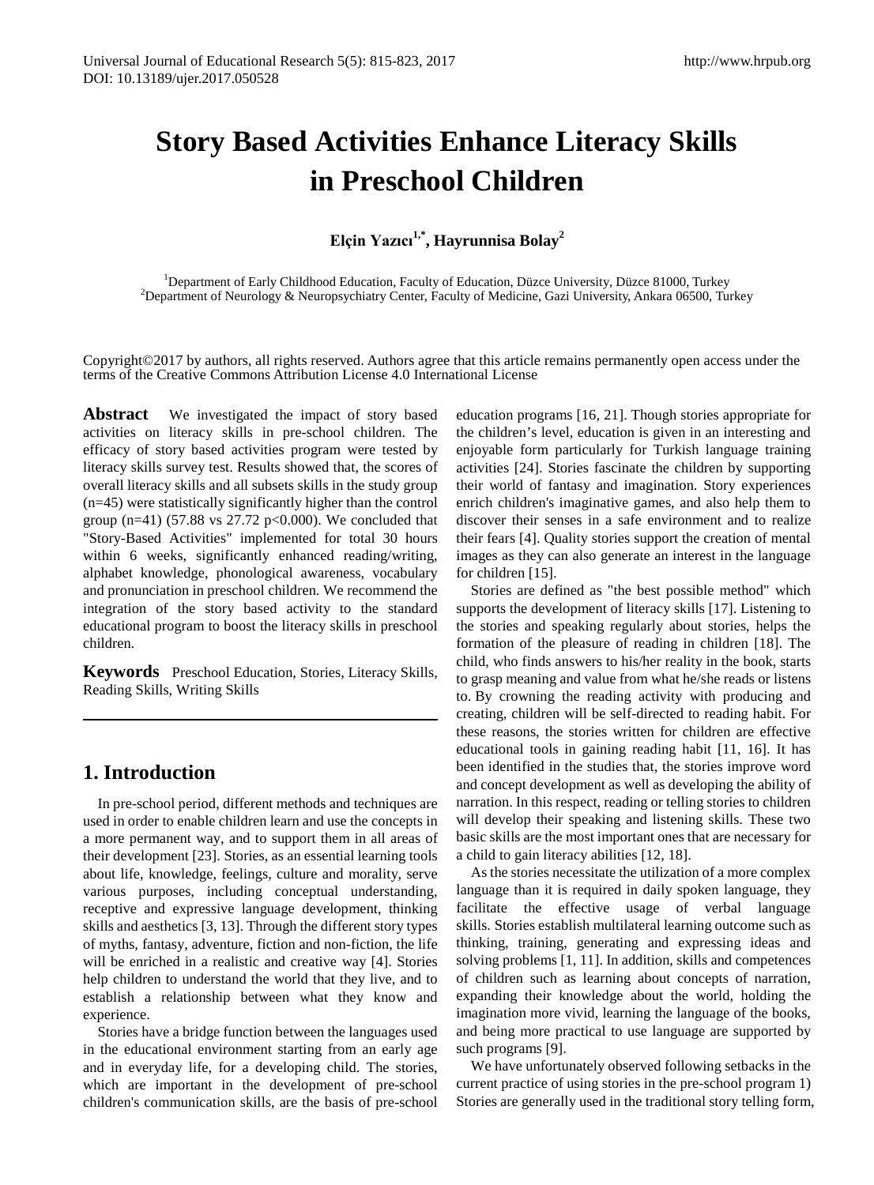# Story Based Activities Enhance Literacy Skills in Preschool Children

**Elçin Yazıcı[1,*], Hayrunnisa Bolay[2]**

[1]Department of Early Childhood Education, Faculty of Education, Düzce University, Düzce 81000, Turkey
[2]Department of Neurology & Neuropsychiatry Center, Faculty of Medicine, Gazi University, Ankara 06500, Turkey

Copyright©2017 by authors, all rights reserved. Authors agree that this article remains permanently open access under the terms of the Creative Commons Attribution License 4.0 International License

**Abstract** We investigated the impact of story based activities on literacy skills in pre-school children. The efficacy of story based activities program were tested by literacy skills survey test. Results showed that, the scores of overall literacy skills and all subsets skills in the study group (n=45) were statistically significantly higher than the control group (n=41) (57.88 vs 27.72 $p<0.000$). We concluded that "Story-Based Activities" implemented for total 30 hours within 6 weeks, significantly enhanced reading/writing, alphabet knowledge, phonological awareness, vocabulary and pronunciation in preschool children. We recommend the integration of the story based activity to the standard educational program to boost the literacy skills in preschool children.

**Keywords** Preschool Education, Stories, Literacy Skills, Reading Skills, Writing Skills

## 1. Introduction

In pre-school period, different methods and techniques are used in order to enable children learn and use the concepts in a more permanent way, and to support them in all areas of their development [23]. Stories, as an essential learning tools about life, knowledge, feelings, culture and morality, serve various purposes, including conceptual understanding, receptive and expressive language development, thinking skills and aesthetics [3, 13]. Through the different story types of myths, fantasy, adventure, fiction and non-fiction, the life will be enriched in a realistic and creative way [4]. Stories help children to understand the world that they live, and to establish a relationship between what they know and experience.

Stories have a bridge function between the languages used in the educational environment starting from an early age and in everyday life, for a developing child. The stories, which are important in the development of pre-school children's communication skills, are the basis of pre-school education programs [16, 21]. Though stories appropriate for the children's level, education is given in an interesting and enjoyable form particularly for Turkish language training activities [24]. Stories fascinate the children by supporting their world of fantasy and imagination. Story experiences enrich children's imaginative games, and also help them to discover their senses in a safe environment and to realize their fears [4]. Quality stories support the creation of mental images as they can also generate an interest in the language for children [15].

Stories are defined as "the best possible method" which supports the development of literacy skills [17]. Listening to the stories and speaking regularly about stories, helps the formation of the pleasure of reading in children [18]. The child, who finds answers to his/her reality in the book, starts to grasp meaning and value from what he/she reads or listens to. By crowning the reading activity with producing and creating, children will be self-directed to reading habit. For these reasons, the stories written for children are effective educational tools in gaining reading habit [11, 16]. It has been identified in the studies that, the stories improve word and concept development as well as developing the ability of narration. In this respect, reading or telling stories to children will develop their speaking and listening skills. These two basic skills are the most important ones that are necessary for a child to gain literacy abilities [12, 18].

As the stories necessitate the utilization of a more complex language than it is required in daily spoken language, they facilitate the effective usage of verbal language skills. Stories establish multilateral learning outcome such as thinking, training, generating and expressing ideas and solving problems [1, 11]. In addition, skills and competences of children such as learning about concepts of narration, expanding their knowledge about the world, holding the imagination more vivid, learning the language of the books, and being more practical to use language are supported by such programs [9].

We have unfortunately observed following setbacks in the current practice of using stories in the pre-school program 1) Stories are generally used in the traditional story telling form,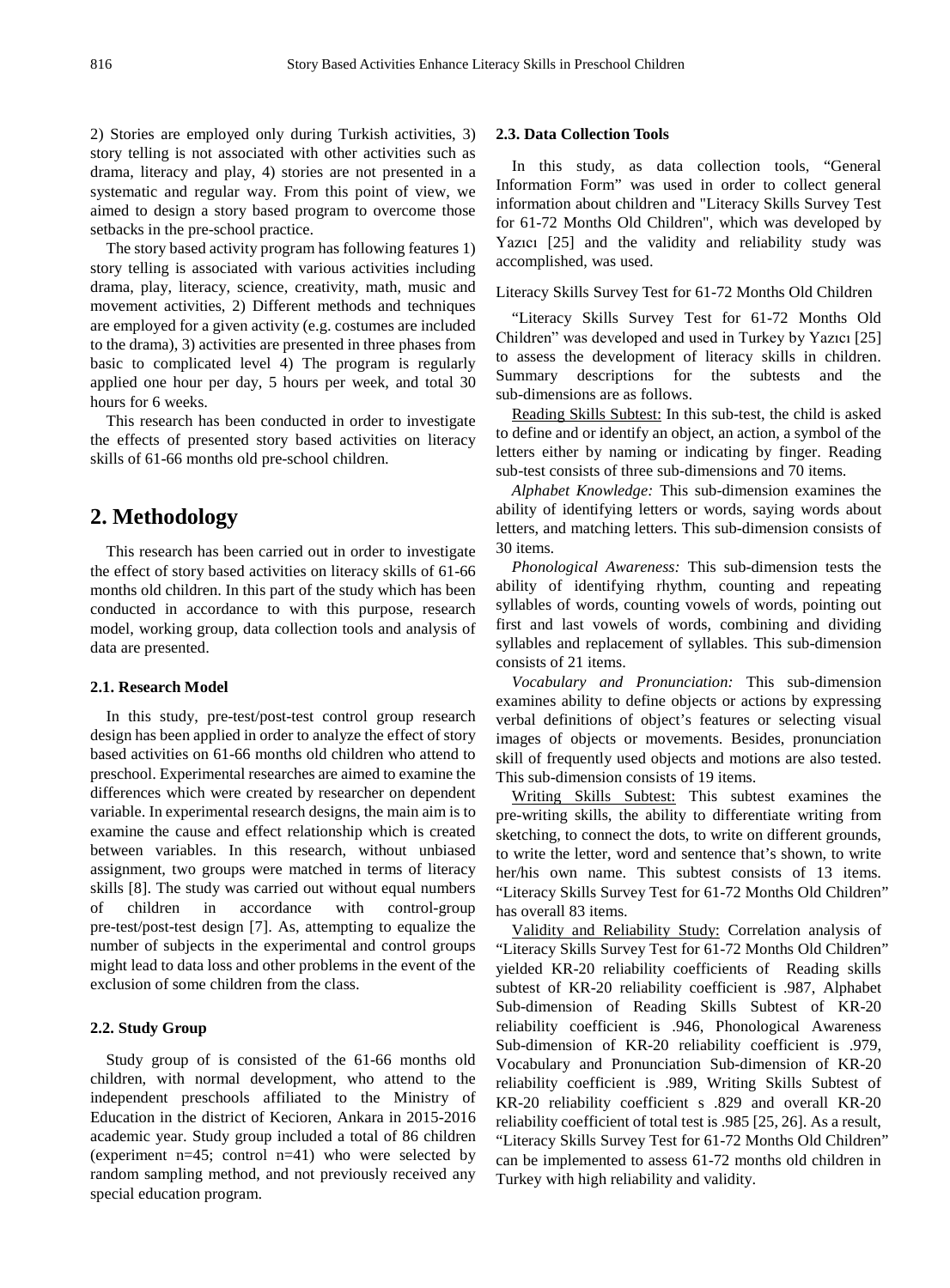2) Stories are employed only during Turkish activities, 3) story telling is not associated with other activities such as drama, literacy and play, 4) stories are not presented in a systematic and regular way. From this point of view, we aimed to design a story based program to overcome those setbacks in the pre-school practice.

The story based activity program has following features 1) story telling is associated with various activities including drama, play, literacy, science, creativity, math, music and movement activities, 2) Different methods and techniques are employed for a given activity (e.g. costumes are included to the drama), 3) activities are presented in three phases from basic to complicated level 4) The program is regularly applied one hour per day, 5 hours per week, and total 30 hours for 6 weeks.

This research has been conducted in order to investigate the effects of presented story based activities on literacy skills of 61-66 months old pre-school children.

## 2. Methodology

This research has been carried out in order to investigate the effect of story based activities on literacy skills of 61-66 months old children. In this part of the study which has been conducted in accordance to with this purpose, research model, working group, data collection tools and analysis of data are presented.

### 2.1. Research Model

In this study, pre-test/post-test control group research design has been applied in order to analyze the effect of story based activities on 61-66 months old children who attend to preschool. Experimental researches are aimed to examine the differences which were created by researcher on dependent variable. In experimental research designs, the main aim is to examine the cause and effect relationship which is created between variables. In this research, without unbiased assignment, two groups were matched in terms of literacy skills [8]. The study was carried out without equal numbers of children in accordance with control-group pre-test/post-test design [7]. As, attempting to equalize the number of subjects in the experimental and control groups might lead to data loss and other problems in the event of the exclusion of some children from the class.

### 2.2. Study Group

Study group of is consisted of the 61-66 months old children, with normal development, who attend to the independent preschools affiliated to the Ministry of Education in the district of Kecioren, Ankara in 2015-2016 academic year. Study group included a total of 86 children (experiment n=45; control n=41) who were selected by random sampling method, and not previously received any special education program.

### 2.3. Data Collection Tools

In this study, as data collection tools, "General Information Form" was used in order to collect general information about children and "Literacy Skills Survey Test for 61-72 Months Old Children", which was developed by Yazıcı [25] and the validity and reliability study was accomplished, was used.

Literacy Skills Survey Test for 61-72 Months Old Children

"Literacy Skills Survey Test for 61-72 Months Old Children" was developed and used in Turkey by Yazıcı [25] to assess the development of literacy skills in children. Summary descriptions for the subtests and the sub-dimensions are as follows.

Reading Skills Subtest: In this sub-test, the child is asked to define and or identify an object, an action, a symbol of the letters either by naming or indicating by finger. Reading sub-test consists of three sub-dimensions and 70 items.

*Alphabet Knowledge:* This sub-dimension examines the ability of identifying letters or words, saying words about letters, and matching letters. This sub-dimension consists of 30 items.

*Phonological Awareness:* This sub-dimension tests the ability of identifying rhythm, counting and repeating syllables of words, counting vowels of words, pointing out first and last vowels of words, combining and dividing syllables and replacement of syllables. This sub-dimension consists of 21 items.

*Vocabulary and Pronunciation:* This sub-dimension examines ability to define objects or actions by expressing verbal definitions of object's features or selecting visual images of objects or movements. Besides, pronunciation skill of frequently used objects and motions are also tested. This sub-dimension consists of 19 items.

Writing Skills Subtest: This subtest examines the pre-writing skills, the ability to differentiate writing from sketching, to connect the dots, to write on different grounds, to write the letter, word and sentence that's shown, to write her/his own name. This subtest consists of 13 items. "Literacy Skills Survey Test for 61-72 Months Old Children" has overall 83 items.

Validity and Reliability Study: Correlation analysis of "Literacy Skills Survey Test for 61-72 Months Old Children" yielded KR-20 reliability coefficients of Reading skills subtest of KR-20 reliability coefficient is .987, Alphabet Sub-dimension of Reading Skills Subtest of KR-20 reliability coefficient is .946, Phonological Awareness Sub-dimension of KR-20 reliability coefficient is .979, Vocabulary and Pronunciation Sub-dimension of KR-20 reliability coefficient is .989, Writing Skills Subtest of KR-20 reliability coefficient s .829 and overall KR-20 reliability coefficient of total test is .985 [25, 26]. As a result, "Literacy Skills Survey Test for 61-72 Months Old Children" can be implemented to assess 61-72 months old children in Turkey with high reliability and validity.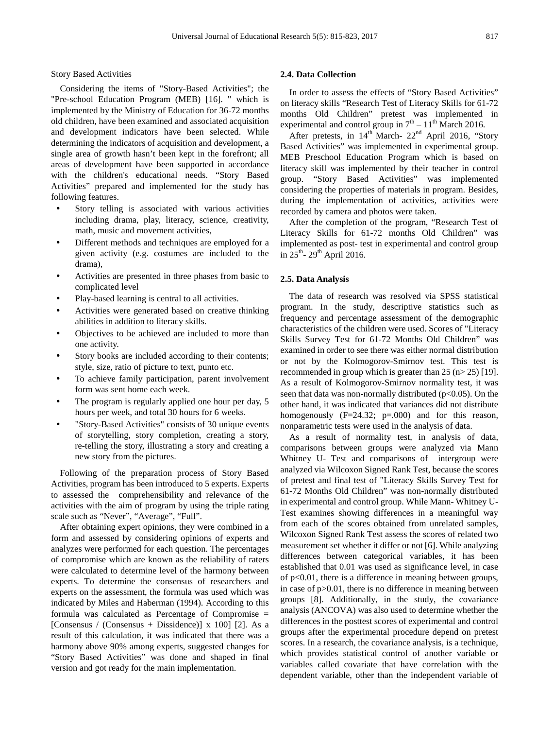Story Based Activities

Considering the items of "Story-Based Activities"; the "Pre-school Education Program (MEB) [16]. " which is implemented by the Ministry of Education for 36-72 months old children, have been examined and associated acquisition and development indicators have been selected. While determining the indicators of acquisition and development, a single area of growth hasn't been kept in the forefront; all areas of development have been supported in accordance with the children's educational needs. "Story Based Activities" prepared and implemented for the study has following features.

- Story telling is associated with various activities including drama, play, literacy, science, creativity, math, music and movement activities,
- Different methods and techniques are employed for a given activity (e.g. costumes are included to the drama),
- Activities are presented in three phases from basic to complicated level
- Play-based learning is central to all activities.
- Activities were generated based on creative thinking abilities in addition to literacy skills.
- Objectives to be achieved are included to more than one activity.
- Story books are included according to their contents; style, size, ratio of picture to text, punto etc.
- To achieve family participation, parent involvement form was sent home each week.
- The program is regularly applied one hour per day, 5 hours per week, and total 30 hours for 6 weeks.
- "Story-Based Activities" consists of 30 unique events of storytelling, story completion, creating a story, re-telling the story, illustrating a story and creating a new story from the pictures.

Following of the preparation process of Story Based Activities, program has been introduced to 5 experts. Experts to assessed the comprehensibility and relevance of the activities with the aim of program by using the triple rating scale such as "Never", "Average", "Full".

After obtaining expert opinions, they were combined in a form and assessed by considering opinions of experts and analyzes were performed for each question. The percentages of compromise which are known as the reliability of raters were calculated to determine level of the harmony between experts. To determine the consensus of researchers and experts on the assessment, the formula was used which was indicated by Miles and Haberman (1994). According to this formula was calculated as Percentage of Compromise = [Consensus / (Consensus + Dissidence)] x 100] [2]. As a result of this calculation, it was indicated that there was a harmony above 90% among experts, suggested changes for "Story Based Activities" was done and shaped in final version and got ready for the main implementation.

### 2.4. Data Collection

In order to assess the effects of "Story Based Activities" on literacy skills "Research Test of Literacy Skills for 61-72 months Old Children" pretest was implemented in experimental and control group in 7th – 11th March 2016.

After pretests, in 14th March- 22nd April 2016, "Story Based Activities" was implemented in experimental group. MEB Preschool Education Program which is based on literacy skill was implemented by their teacher in control group. "Story Based Activities" was implemented considering the properties of materials in program. Besides, during the implementation of activities, activities were recorded by camera and photos were taken.

After the completion of the program, "Research Test of Literacy Skills for 61-72 months Old Children" was implemented as post- test in experimental and control group in 25th- 29th April 2016.

### 2.5. Data Analysis

The data of research was resolved via SPSS statistical program. In the study, descriptive statistics such as frequency and percentage assessment of the demographic characteristics of the children were used. Scores of "Literacy Skills Survey Test for 61-72 Months Old Children" was examined in order to see there was either normal distribution or not by the Kolmogorov-Smirnov test. This test is recommended in group which is greater than 25 ($n > 25$) [19]. As a result of Kolmogorov-Smirnov normality test, it was seen that data was non-normally distributed ($p<0.05$). On the other hand, it was indicated that variances did not distribute homogenously ($F=24.32$; $p=.000$) and for this reason, nonparametric tests were used in the analysis of data.

As a result of normality test, in analysis of data, comparisons between groups were analyzed via Mann Whitney U- Test and comparisons of intergroup were analyzed via Wilcoxon Signed Rank Test, because the scores of pretest and final test of "Literacy Skills Survey Test for 61-72 Months Old Children" was non-normally distributed in experimental and control group. While Mann- Whitney U-Test examines showing differences in a meaningful way from each of the scores obtained from unrelated samples, Wilcoxon Signed Rank Test assess the scores of related two measurement set whether it differ or not [6]. While analyzing differences between categorical variables, it has been established that 0.01 was used as significance level, in case of $p<0.01$, there is a difference in meaning between groups, in case of $p>0.01$, there is no difference in meaning between groups [8]. Additionally, in the study, the covariance analysis (ANCOVA) was also used to determine whether the differences in the posttest scores of experimental and control groups after the experimental procedure depend on pretest scores. In a research, the covariance analysis, is a technique, which provides statistical control of another variable or variables called covariate that have correlation with the dependent variable, other than the independent variable of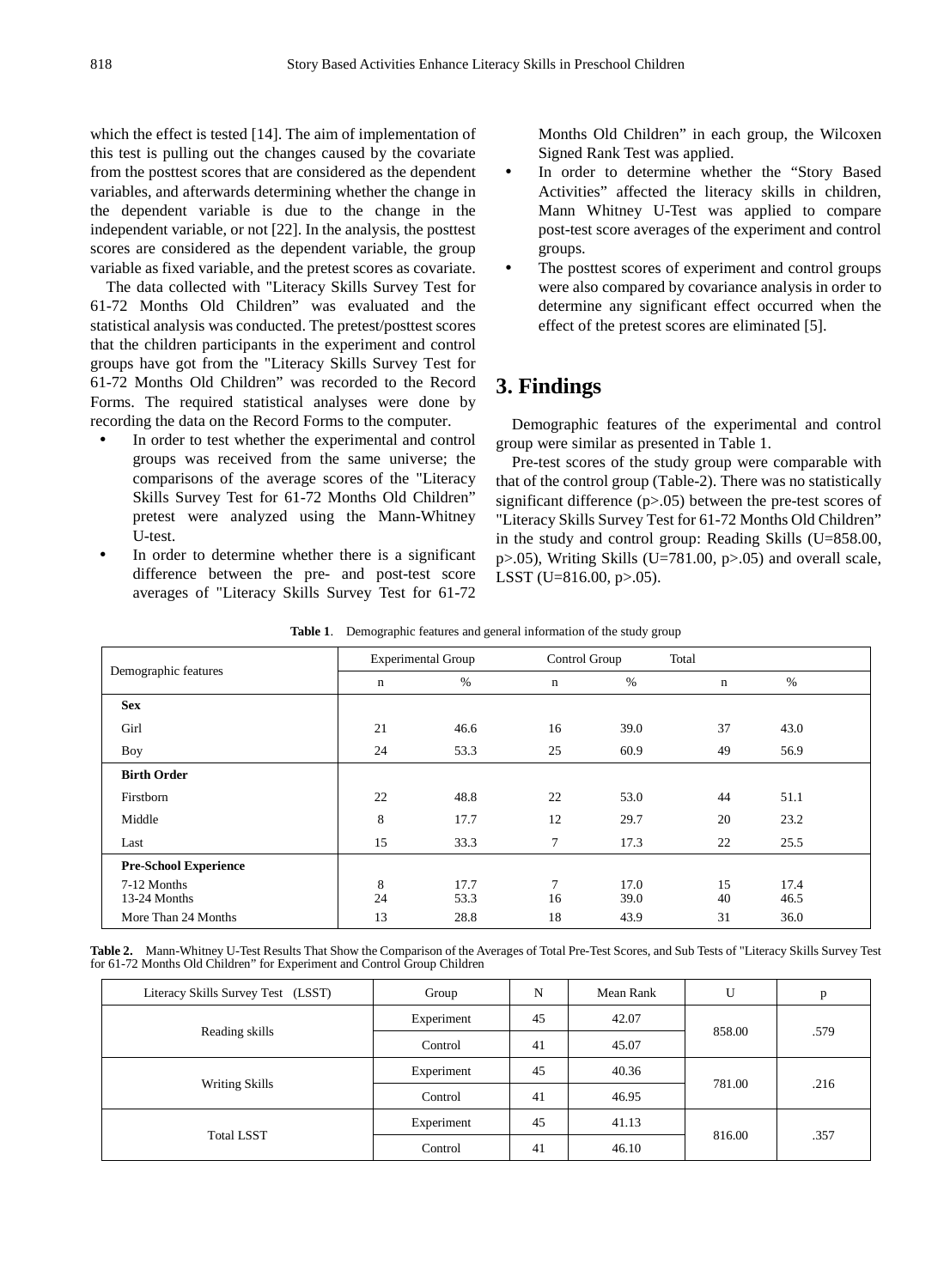which the effect is tested [14]. The aim of implementation of this test is pulling out the changes caused by the covariate from the posttest scores that are considered as the dependent variables, and afterwards determining whether the change in the dependent variable is due to the change in the independent variable, or not [22]. In the analysis, the posttest scores are considered as the dependent variable, the group variable as fixed variable, and the pretest scores as covariate.

The data collected with "Literacy Skills Survey Test for 61-72 Months Old Children" was evaluated and the statistical analysis was conducted. The pretest/posttest scores that the children participants in the experiment and control groups have got from the "Literacy Skills Survey Test for 61-72 Months Old Children" was recorded to the Record Forms. The required statistical analyses were done by recording the data on the Record Forms to the computer.

- In order to test whether the experimental and control groups was received from the same universe; the comparisons of the average scores of the "Literacy Skills Survey Test for 61-72 Months Old Children" pretest were analyzed using the Mann-Whitney U-test.
- In order to determine whether there is a significant difference between the pre- and post-test score averages of "Literacy Skills Survey Test for 61-72 Months Old Children" in each group, the Wilcoxen Signed Rank Test was applied.
- In order to determine whether the "Story Based Activities" affected the literacy skills in children, Mann Whitney U-Test was applied to compare post-test score averages of the experiment and control groups.
- The posttest scores of experiment and control groups were also compared by covariance analysis in order to determine any significant effect occurred when the effect of the pretest scores are eliminated [5].

# 3. Findings

Demographic features of the experimental and control group were similar as presented in Table 1.

Pre-test scores of the study group were comparable with that of the control group (Table-2). There was no statistically significant difference (p>.05) between the pre-test scores of "Literacy Skills Survey Test for 61-72 Months Old Children" in the study and control group: Reading Skills (U=858.00, p>.05), Writing Skills (U=781.00, p>.05) and overall scale, LSST (U=816.00, p>.05).

**Table 1**. Demographic features and general information of the study group

| Demographic features | Experimental Group | | Control Group | | Total | |
|---|---|---|---|---|---|---|
| | n | % | n | % | n | % |
| **Sex** | | | | | | |
| Girl | 21 | 46.6 | 16 | 39.0 | 37 | 43.0 |
| Boy | 24 | 53.3 | 25 | 60.9 | 49 | 56.9 |
| **Birth Order** | | | | | | |
| Firstborn | 22 | 48.8 | 22 | 53.0 | 44 | 51.1 |
| Middle | 8 | 17.7 | 12 | 29.7 | 20 | 23.2 |
| Last | 15 | 33.3 | 7 | 17.3 | 22 | 25.5 |
| **Pre-School Experience** | | | | | | |
| 7-12 Months | 8 | 17.7 | 7 | 17.0 | 15 | 17.4 |
| 13-24 Months | 24 | 53.3 | 16 | 39.0 | 40 | 46.5 |
| More Than 24 Months | 13 | 28.8 | 18 | 43.9 | 31 | 36.0 |

**Table 2.** Mann-Whitney U-Test Results That Show the Comparison of the Averages of Total Pre-Test Scores, and Sub Tests of "Literacy Skills Survey Test for 61-72 Months Old Children" for Experiment and Control Group Children

| Literacy Skills Survey Test (LSST) | Group | N | Mean Rank | U | p |
|---|---|---|---|---|---|
| Reading skills | Experiment | 45 | 42.07 | 858.00 | .579 |
| | Control | 41 | 45.07 | | |
| Writing Skills | Experiment | 45 | 40.36 | 781.00 | .216 |
| | Control | 41 | 46.95 | | |
| Total LSST | Experiment | 45 | 41.13 | 816.00 | .357 |
| | Control | 41 | 46.10 | | |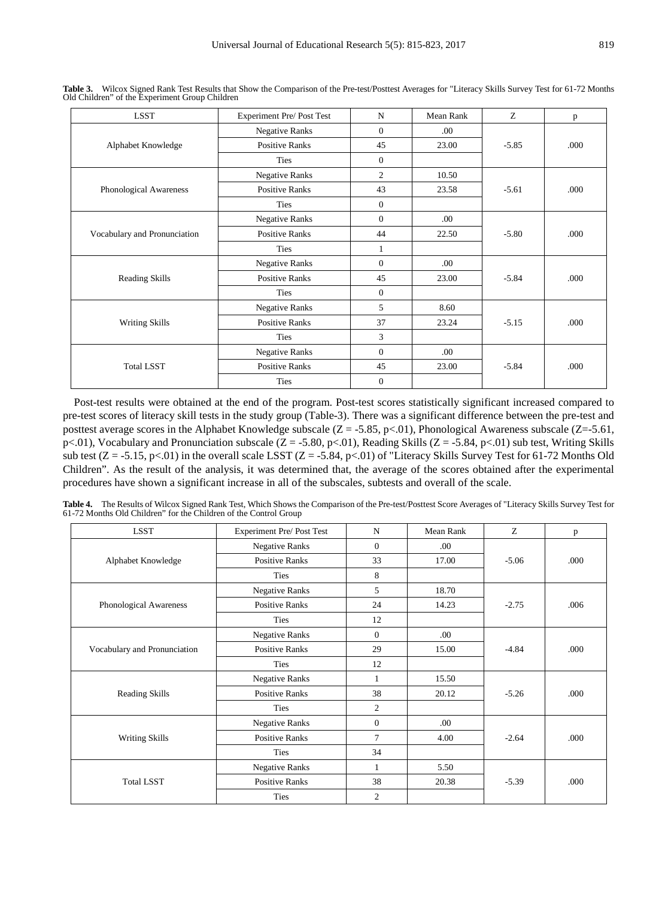**Table 3.** Wilcox Signed Rank Test Results that Show the Comparison of the Pre-test/Posttest Averages for "Literacy Skills Survey Test for 61-72 Months Old Children" of the Experiment Group Children

| LSST | Experiment Pre/ Post Test | N | Mean Rank | Z | p |
|---|---|---|---|---|---|
| Alphabet Knowledge | Negative Ranks | 0 | .00 | -5.85 | .000 |
| | Positive Ranks | 45 | 23.00 | | |
| | Ties | 0 | | | |
| Phonological Awareness | Negative Ranks | 2 | 10.50 | -5.61 | .000 |
| | Positive Ranks | 43 | 23.58 | | |
| | Ties | 0 | | | |
| Vocabulary and Pronunciation | Negative Ranks | 0 | .00 | -5.80 | .000 |
| | Positive Ranks | 44 | 22.50 | | |
| | Ties | 1 | | | |
| Reading Skills | Negative Ranks | 0 | .00 | -5.84 | .000 |
| | Positive Ranks | 45 | 23.00 | | |
| | Ties | 0 | | | |
| Writing Skills | Negative Ranks | 5 | 8.60 | -5.15 | .000 |
| | Positive Ranks | 37 | 23.24 | | |
| | Ties | 3 | | | |
| Total LSST | Negative Ranks | 0 | .00 | -5.84 | .000 |
| | Positive Ranks | 45 | 23.00 | | |
| | Ties | 0 | | | |

Post-test results were obtained at the end of the program. Post-test scores statistically significant increased compared to pre-test scores of literacy skill tests in the study group (Table-3). There was a significant difference between the pre-test and posttest average scores in the Alphabet Knowledge subscale ($Z = -5.85$, $p<.01$), Phonological Awareness subscale ($Z=-5.61$, $p<.01$), Vocabulary and Pronunciation subscale ($Z = -5.80$, $p<.01$), Reading Skills ($Z = -5.84$, $p<.01$) sub test, Writing Skills sub test ($Z = -5.15$, $p<.01$) in the overall scale LSST ($Z = -5.84$, $p<.01$) of "Literacy Skills Survey Test for 61-72 Months Old Children". As the result of the analysis, it was determined that, the average of the scores obtained after the experimental procedures have shown a significant increase in all of the subscales, subtests and overall of the scale.

**Table 4.** The Results of Wilcox Signed Rank Test, Which Shows the Comparison of the Pre-test/Posttest Score Averages of "Literacy Skills Survey Test for 61-72 Months Old Children" for the Children of the Control Group

| LSST | Experiment Pre/ Post Test | N | Mean Rank | Z | p |
|---|---|---|---|---|---|
| Alphabet Knowledge | Negative Ranks | 0 | .00 | -5.06 | .000 |
| | Positive Ranks | 33 | 17.00 | | |
| | Ties | 8 | | | |
| Phonological Awareness | Negative Ranks | 5 | 18.70 | -2.75 | .006 |
| | Positive Ranks | 24 | 14.23 | | |
| | Ties | 12 | | | |
| Vocabulary and Pronunciation | Negative Ranks | 0 | .00 | -4.84 | .000 |
| | Positive Ranks | 29 | 15.00 | | |
| | Ties | 12 | | | |
| Reading Skills | Negative Ranks | 1 | 15.50 | -5.26 | .000 |
| | Positive Ranks | 38 | 20.12 | | |
| | Ties | 2 | | | |
| Writing Skills | Negative Ranks | 0 | .00 | -2.64 | .000 |
| | Positive Ranks | 7 | 4.00 | | |
| | Ties | 34 | | | |
| Total LSST | Negative Ranks | 1 | 5.50 | -5.39 | .000 |
| | Positive Ranks | 38 | 20.38 | | |
| | Ties | 2 | | | |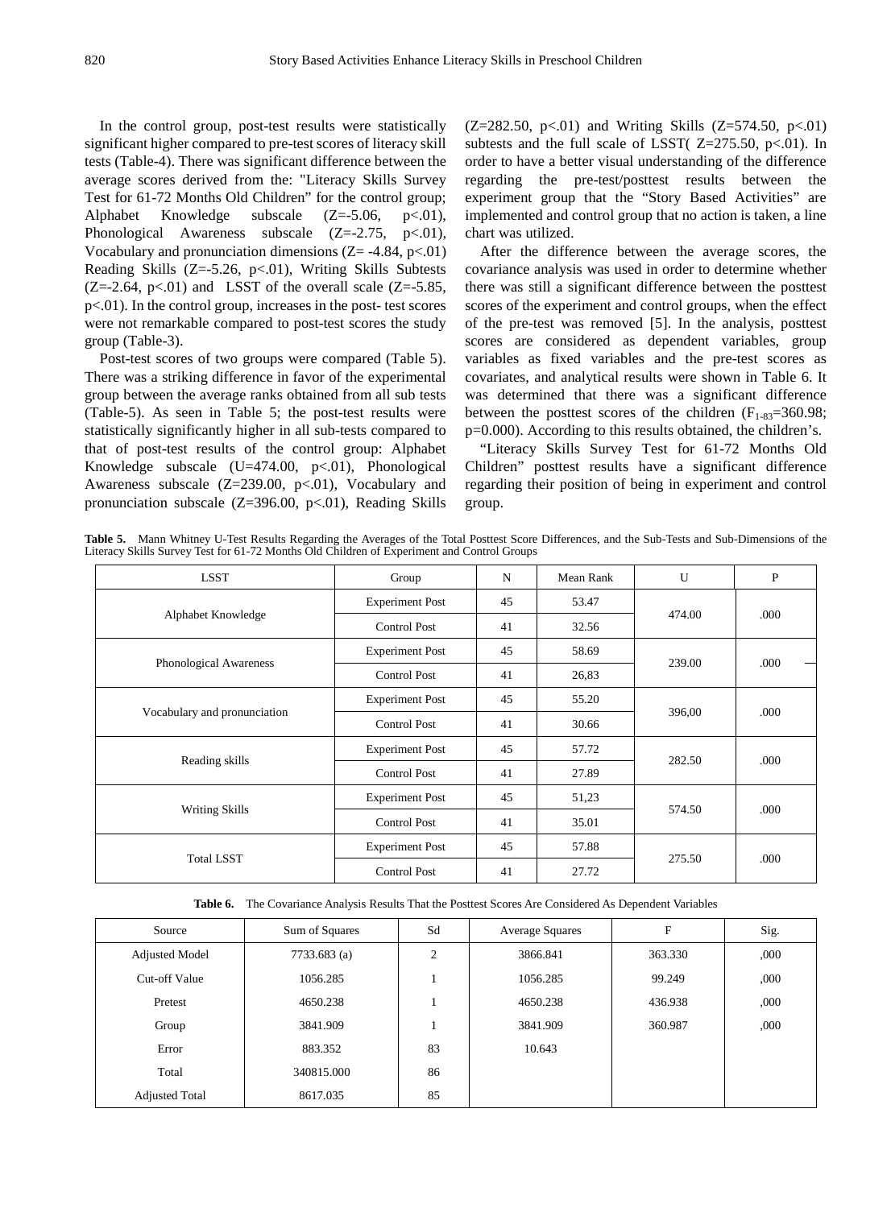In the control group, post-test results were statistically significant higher compared to pre-test scores of literacy skill tests (Table-4). There was significant difference between the average scores derived from the: "Literacy Skills Survey Test for 61-72 Months Old Children" for the control group; Alphabet Knowledge subscale (Z=-5.06, p<.01), Phonological Awareness subscale (Z=-2.75, p<.01), Vocabulary and pronunciation dimensions (Z= -4.84, p<.01) Reading Skills (Z=-5.26, p<.01), Writing Skills Subtests (Z=-2.64, p<.01) and LSST of the overall scale (Z=-5.85, p<.01). In the control group, increases in the post- test scores were not remarkable compared to post-test scores the study group (Table-3).

Post-test scores of two groups were compared (Table 5). There was a striking difference in favor of the experimental group between the average ranks obtained from all sub tests (Table-5). As seen in Table 5; the post-test results were statistically significantly higher in all sub-tests compared to that of post-test results of the control group: Alphabet Knowledge subscale (U=474.00, p<.01), Phonological Awareness subscale (Z=239.00, p<.01), Vocabulary and pronunciation subscale (Z=396.00, p<.01), Reading Skills (Z=282.50, p<.01) and Writing Skills (Z=574.50, p<.01) subtests and the full scale of LSST( Z=275.50, p<.01). In order to have a better visual understanding of the difference regarding the pre-test/posttest results between the experiment group that the "Story Based Activities" are implemented and control group that no action is taken, a line chart was utilized.

After the difference between the average scores, the covariance analysis was used in order to determine whether there was still a significant difference between the posttest scores of the experiment and control groups, when the effect of the pre-test was removed [5]. In the analysis, posttest scores are considered as dependent variables, group variables as fixed variables and the pre-test scores as covariates, and analytical results were shown in Table 6. It was determined that there was a significant difference between the posttest scores of the children ($F_{1\text{-}83}$=360.98; p=0.000). According to this results obtained, the children's.

"Literacy Skills Survey Test for 61-72 Months Old Children" posttest results have a significant difference regarding their position of being in experiment and control group.

**Table 5.** Mann Whitney U-Test Results Regarding the Averages of the Total Posttest Score Differences, and the Sub-Tests and Sub-Dimensions of the Literacy Skills Survey Test for 61-72 Months Old Children of Experiment and Control Groups

| LSST | Group | N | Mean Rank | U | P |
|---|---|---|---|---|---|
| Alphabet Knowledge | Experiment Post | 45 | 53.47 | 474.00 | .000 |
| | Control Post | 41 | 32.56 | | |
| Phonological Awareness | Experiment Post | 45 | 58.69 | 239.00 | .000 |
| | Control Post | 41 | 26,83 | | |
| Vocabulary and pronunciation | Experiment Post | 45 | 55.20 | 396,00 | .000 |
| | Control Post | 41 | 30.66 | | |
| Reading skills | Experiment Post | 45 | 57.72 | 282.50 | .000 |
| | Control Post | 41 | 27.89 | | |
| Writing Skills | Experiment Post | 45 | 51,23 | 574.50 | .000 |
| | Control Post | 41 | 35.01 | | |
| Total LSST | Experiment Post | 45 | 57.88 | 275.50 | .000 |
| | Control Post | 41 | 27.72 | | |

**Table 6.** The Covariance Analysis Results That the Posttest Scores Are Considered As Dependent Variables

| Source | Sum of Squares | Sd | Average Squares | F | Sig. |
|---|---|---|---|---|---|
| Adjusted Model | 7733.683 (a) | 2 | 3866.841 | 363.330 | ,000 |
| Cut-off Value | 1056.285 | 1 | 1056.285 | 99.249 | ,000 |
| Pretest | 4650.238 | 1 | 4650.238 | 436.938 | ,000 |
| Group | 3841.909 | 1 | 3841.909 | 360.987 | ,000 |
| Error | 883.352 | 83 | 10.643 | | |
| Total | 340815.000 | 86 | | | |
| Adjusted Total | 8617.035 | 85 | | | |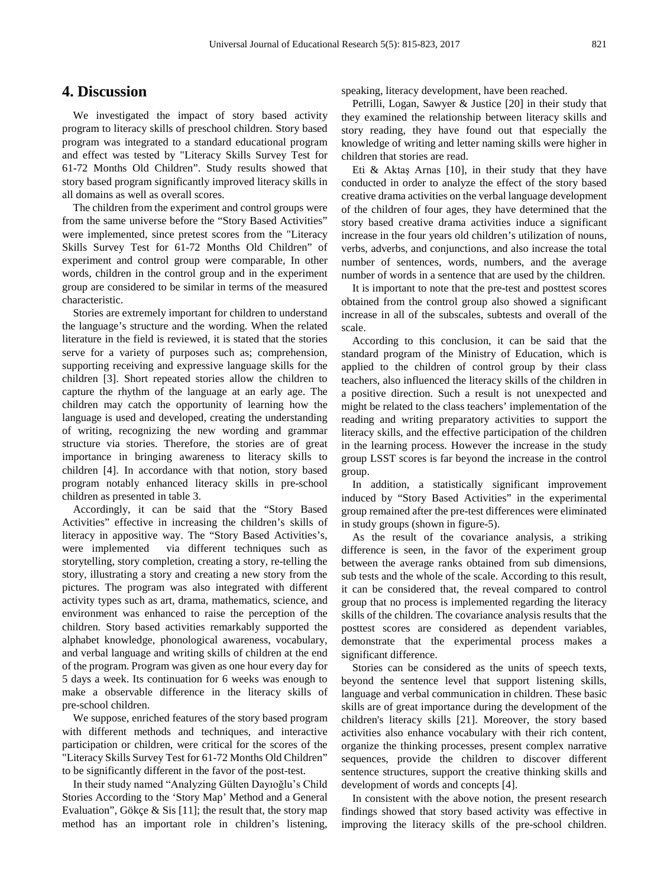## 4. Discussion

We investigated the impact of story based activity program to literacy skills of preschool children. Story based program was integrated to a standard educational program and effect was tested by "Literacy Skills Survey Test for 61-72 Months Old Children". Study results showed that story based program significantly improved literacy skills in all domains as well as overall scores.

The children from the experiment and control groups were from the same universe before the "Story Based Activities" were implemented, since pretest scores from the "Literacy Skills Survey Test for 61-72 Months Old Children" of experiment and control group were comparable, In other words, children in the control group and in the experiment group are considered to be similar in terms of the measured characteristic.

Stories are extremely important for children to understand the language's structure and the wording. When the related literature in the field is reviewed, it is stated that the stories serve for a variety of purposes such as; comprehension, supporting receiving and expressive language skills for the children [3]. Short repeated stories allow the children to capture the rhythm of the language at an early age. The children may catch the opportunity of learning how the language is used and developed, creating the understanding of writing, recognizing the new wording and grammar structure via stories. Therefore, the stories are of great importance in bringing awareness to literacy skills to children [4]. In accordance with that notion, story based program notably enhanced literacy skills in pre-school children as presented in table 3.

Accordingly, it can be said that the "Story Based Activities" effective in increasing the children's skills of literacy in appositive way. The "Story Based Activities's, were implemented via different techniques such as storytelling, story completion, creating a story, re-telling the story, illustrating a story and creating a new story from the pictures. The program was also integrated with different activity types such as art, drama, mathematics, science, and environment was enhanced to raise the perception of the children. Story based activities remarkably supported the alphabet knowledge, phonological awareness, vocabulary, and verbal language and writing skills of children at the end of the program. Program was given as one hour every day for 5 days a week. Its continuation for 6 weeks was enough to make a observable difference in the literacy skills of pre-school children.

We suppose, enriched features of the story based program with different methods and techniques, and interactive participation or children, were critical for the scores of the "Literacy Skills Survey Test for 61-72 Months Old Children" to be significantly different in the favor of the post-test.

In their study named "Analyzing Gülten Dayıoğlu's Child Stories According to the 'Story Map' Method and a General Evaluation", Gökçe & Sis [11]; the result that, the story map method has an important role in children's listening, speaking, literacy development, have been reached.

Petrilli, Logan, Sawyer & Justice [20] in their study that they examined the relationship between literacy skills and story reading, they have found out that especially the knowledge of writing and letter naming skills were higher in children that stories are read.

Eti & Aktaş Arnas [10], in their study that they have conducted in order to analyze the effect of the story based creative drama activities on the verbal language development of the children of four ages, they have determined that the story based creative drama activities induce a significant increase in the four years old children's utilization of nouns, verbs, adverbs, and conjunctions, and also increase the total number of sentences, words, numbers, and the average number of words in a sentence that are used by the children.

It is important to note that the pre-test and posttest scores obtained from the control group also showed a significant increase in all of the subscales, subtests and overall of the scale.

According to this conclusion, it can be said that the standard program of the Ministry of Education, which is applied to the children of control group by their class teachers, also influenced the literacy skills of the children in a positive direction. Such a result is not unexpected and might be related to the class teachers' implementation of the reading and writing preparatory activities to support the literacy skills, and the effective participation of the children in the learning process. However the increase in the study group LSST scores is far beyond the increase in the control group.

In addition, a statistically significant improvement induced by "Story Based Activities" in the experimental group remained after the pre-test differences were eliminated in study groups (shown in figure-5).

As the result of the covariance analysis, a striking difference is seen, in the favor of the experiment group between the average ranks obtained from sub dimensions, sub tests and the whole of the scale. According to this result, it can be considered that, the reveal compared to control group that no process is implemented regarding the literacy skills of the children. The covariance analysis results that the posttest scores are considered as dependent variables, demonstrate that the experimental process makes a significant difference.

Stories can be considered as the units of speech texts, beyond the sentence level that support listening skills, language and verbal communication in children. These basic skills are of great importance during the development of the children's literacy skills [21]. Moreover, the story based activities also enhance vocabulary with their rich content, organize the thinking processes, present complex narrative sequences, provide the children to discover different sentence structures, support the creative thinking skills and development of words and concepts [4].

In consistent with the above notion, the present research findings showed that story based activity was effective in improving the literacy skills of the pre-school children.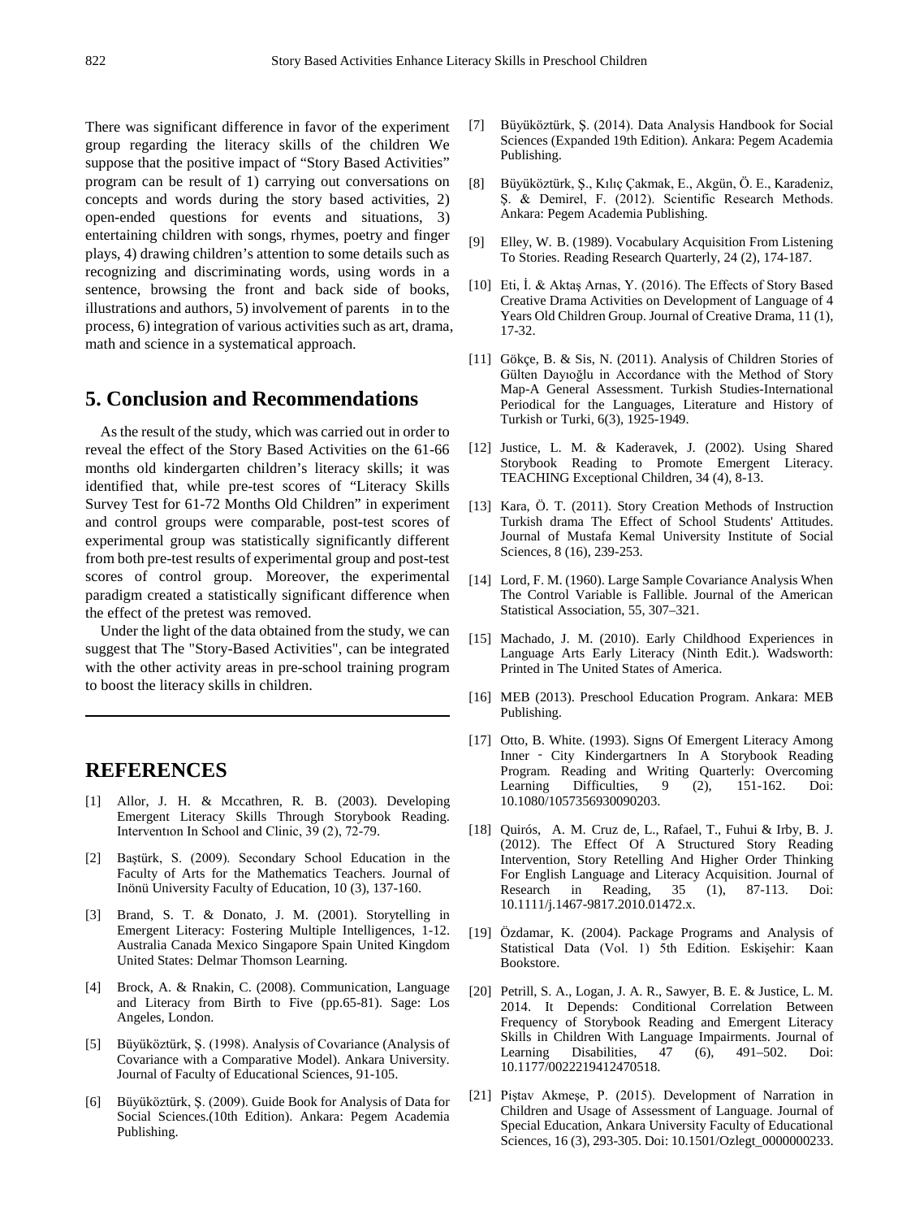There was significant difference in favor of the experiment group regarding the literacy skills of the children We suppose that the positive impact of "Story Based Activities" program can be result of 1) carrying out conversations on concepts and words during the story based activities, 2) open-ended questions for events and situations, 3) entertaining children with songs, rhymes, poetry and finger plays, 4) drawing children's attention to some details such as recognizing and discriminating words, using words in a sentence, browsing the front and back side of books, illustrations and authors, 5) involvement of parents in to the process, 6) integration of various activities such as art, drama, math and science in a systematical approach.

## 5. Conclusion and Recommendations

As the result of the study, which was carried out in order to reveal the effect of the Story Based Activities on the 61-66 months old kindergarten children's literacy skills; it was identified that, while pre-test scores of "Literacy Skills Survey Test for 61-72 Months Old Children" in experiment and control groups were comparable, post-test scores of experimental group was statistically significantly different from both pre-test results of experimental group and post-test scores of control group. Moreover, the experimental paradigm created a statistically significant difference when the effect of the pretest was removed.

Under the light of the data obtained from the study, we can suggest that The "Story-Based Activities", can be integrated with the other activity areas in pre-school training program to boost the literacy skills in children.

## REFERENCES

[1] Allor, J. H. & Mccathren, R. B. (2003). Developing Emergent Literacy Skills Through Storybook Reading. Interventıon In School and Clinic, 39 (2), 72-79.

[2] Baştürk, S. (2009). Secondary School Education in the Faculty of Arts for the Mathematics Teachers. Journal of Inönü University Faculty of Education, 10 (3), 137-160.

[3] Brand, S. T. & Donato, J. M. (2001). Storytelling in Emergent Literacy: Fostering Multiple Intelligences, 1-12. Australia Canada Mexico Singapore Spain United Kingdom United States: Delmar Thomson Learning.

[4] Brock, A. & Rnakin, C. (2008). Communication, Language and Literacy from Birth to Five (pp.65-81). Sage: Los Angeles, London.

[5] Büyüköztürk, Ş. (1998). Analysis of Covariance (Analysis of Covariance with a Comparative Model). Ankara University. Journal of Faculty of Educational Sciences, 91-105.

[6] Büyüköztürk, Ş. (2009). Guide Book for Analysis of Data for Social Sciences.(10th Edition). Ankara: Pegem Academia Publishing.

[7] Büyüköztürk, Ş. (2014). Data Analysis Handbook for Social Sciences (Expanded 19th Edition). Ankara: Pegem Academia Publishing.

[8] Büyüköztürk, Ş., Kılıç Çakmak, E., Akgün, Ö. E., Karadeniz, Ş. & Demirel, F. (2012). Scientific Research Methods. Ankara: Pegem Academia Publishing.

[9] Elley, W. B. (1989). Vocabulary Acquisition From Listening To Stories. Reading Research Quarterly, 24 (2), 174-187.

[10] Eti, İ. & Aktaş Arnas, Y. (2016). The Effects of Story Based Creative Drama Activities on Development of Language of 4 Years Old Children Group. Journal of Creative Drama, 11 (1), 17-32.

[11] Gökçe, B. & Sis, N. (2011). Analysis of Children Stories of Gülten Dayıoğlu in Accordance with the Method of Story Map-A General Assessment. Turkish Studies-International Periodical for the Languages, Literature and History of Turkish or Turki, 6(3), 1925-1949.

[12] Justice, L. M. & Kaderavek, J. (2002). Using Shared Storybook Reading to Promote Emergent Literacy. TEACHING Exceptional Children, 34 (4), 8-13.

[13] Kara, Ö. T. (2011). Story Creation Methods of Instruction Turkish drama The Effect of School Students' Attitudes. Journal of Mustafa Kemal University Institute of Social Sciences, 8 (16), 239-253.

[14] Lord, F. M. (1960). Large Sample Covariance Analysis When The Control Variable is Fallible. Journal of the American Statistical Association, 55, 307–321.

[15] Machado, J. M. (2010). Early Childhood Experiences in Language Arts Early Literacy (Ninth Edit.). Wadsworth: Printed in The United States of America.

[16] MEB (2013). Preschool Education Program. Ankara: MEB Publishing.

[17] Otto, B. White. (1993). Signs Of Emergent Literacy Among Inner - City Kindergartners In A Storybook Reading Program. Reading and Writing Quarterly: Overcoming Learning Difficulties, 9 (2), 151-162. Doi: 10.1080/1057356930090203.

[18] Quirós, A. M. Cruz de, L., Rafael, T., Fuhui & Irby, B. J. (2012). The Effect Of A Structured Story Reading Intervention, Story Retelling And Higher Order Thinking For English Language and Literacy Acquisition. Journal of Research in Reading, 35 (1), 87-113. Doi: 10.1111/j.1467-9817.2010.01472.x.

[19] Özdamar, K. (2004). Package Programs and Analysis of Statistical Data (Vol. 1) 5th Edition. Eskişehir: Kaan Bookstore.

[20] Petrill, S. A., Logan, J. A. R., Sawyer, B. E. & Justice, L. M. 2014. It Depends: Conditional Correlation Between Frequency of Storybook Reading and Emergent Literacy Skills in Children With Language Impairments. Journal of Learning Disabilities, 47 (6), 491–502. Doi: 10.1177/0022219412470518.

[21] Piştav Akmeşe, P. (2015). Development of Narration in Children and Usage of Assessment of Language. Journal of Special Education, Ankara University Faculty of Educational Sciences, 16 (3), 293-305. Doi: 10.1501/Ozlegt_0000000233.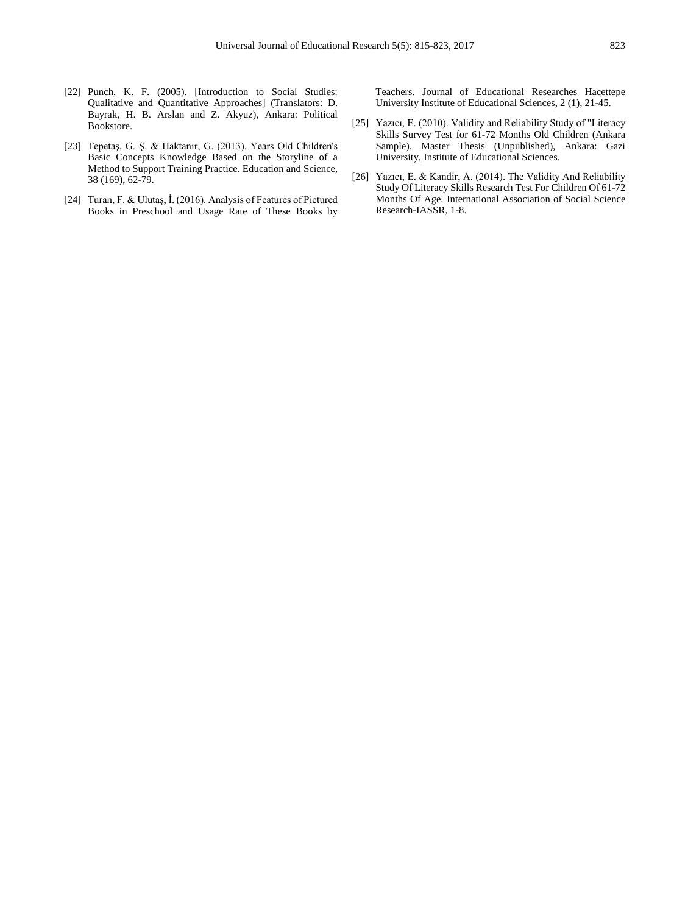[22] Punch, K. F. (2005). [Introduction to Social Studies: Qualitative and Quantitative Approaches] (Translators: D. Bayrak, H. B. Arslan and Z. Akyuz), Ankara: Political Bookstore.

[23] Tepetaş, G. Ş. & Haktanır, G. (2013). Years Old Children's Basic Concepts Knowledge Based on the Storyline of a Method to Support Training Practice. Education and Science, 38 (169), 62-79.

[24] Turan, F. & Ulutaş, İ. (2016). Analysis of Features of Pictured Books in Preschool and Usage Rate of These Books by Teachers. Journal of Educational Researches Hacettepe University Institute of Educational Sciences, 2 (1), 21-45.

[25] Yazıcı, E. (2010). Validity and Reliability Study of "Literacy Skills Survey Test for 61-72 Months Old Children (Ankara Sample). Master Thesis (Unpublished), Ankara: Gazi University, Institute of Educational Sciences.

[26] Yazıcı, E. & Kandir, A. (2014). The Validity And Reliability Study Of Literacy Skills Research Test For Children Of 61-72 Months Of Age. International Association of Social Science Research-IASSR, 1-8.